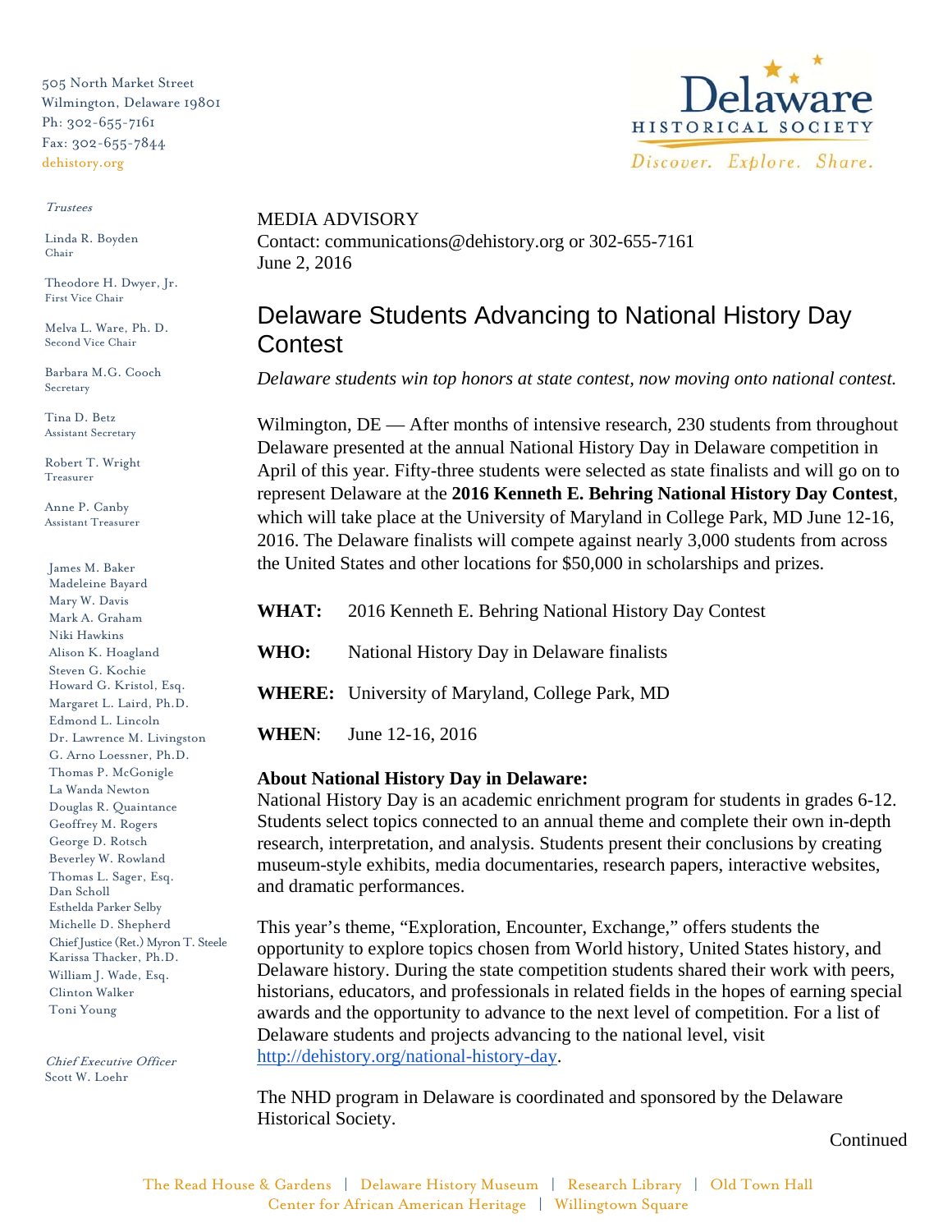505 North Market Street
Wilmington, Delaware 19801
Ph: 302-655-7161
Fax: 302-655-7844
dehistory.org

Delaware HISTORICAL SOCIETY
*Discover. Explore. Share.*

*Trustees*

Linda R. Boyden
Chair

Theodore H. Dwyer, Jr.
First Vice Chair

Melva L. Ware, Ph. D.
Second Vice Chair

Barbara M.G. Cooch
Secretary

Tina D. Betz
Assistant Secretary

Robert T. Wright
Treasurer

Anne P. Canby
Assistant Treasurer

James M. Baker
Madeleine Bayard
Mary W. Davis
Mark A. Graham
Niki Hawkins
Alison K. Hoagland
Steven G. Kochie
Howard G. Kristol, Esq.
Margaret L. Laird, Ph.D.
Edmond L. Lincoln
Dr. Lawrence M. Livingston
G. Arno Loessner, Ph.D.
Thomas P. McGonigle
La Wanda Newton
Douglas R. Quaintance
Geoffrey M. Rogers
George D. Rotsch
Beverley W. Rowland
Thomas L. Sager, Esq.
Dan Scholl
Esthelda Parker Selby
Michelle D. Shepherd
Chief Justice (Ret.) Myron T. Steele
Karissa Thacker, Ph.D.
William J. Wade, Esq.
Clinton Walker
Toni Young

*Chief Executive Officer*
Scott W. Loehr

MEDIA ADVISORY
Contact: communications@dehistory.org or 302-655-7161
June 2, 2016

# Delaware Students Advancing to National History Day Contest

*Delaware students win top honors at state contest, now moving onto national contest.*

Wilmington, DE — After months of intensive research, 230 students from throughout Delaware presented at the annual National History Day in Delaware competition in April of this year. Fifty-three students were selected as state finalists and will go on to represent Delaware at the **2016 Kenneth E. Behring National History Day Contest**, which will take place at the University of Maryland in College Park, MD June 12-16, 2016. The Delaware finalists will compete against nearly 3,000 students from across the United States and other locations for $50,000 in scholarships and prizes.

**WHAT:** 2016 Kenneth E. Behring National History Day Contest

**WHO:** National History Day in Delaware finalists

**WHERE:** University of Maryland, College Park, MD

**WHEN**: June 12-16, 2016

**About National History Day in Delaware:**
National History Day is an academic enrichment program for students in grades 6-12. Students select topics connected to an annual theme and complete their own in-depth research, interpretation, and analysis. Students present their conclusions by creating museum-style exhibits, media documentaries, research papers, interactive websites, and dramatic performances.

This year's theme, "Exploration, Encounter, Exchange," offers students the opportunity to explore topics chosen from World history, United States history, and Delaware history. During the state competition students shared their work with peers, historians, educators, and professionals in related fields in the hopes of earning special awards and the opportunity to advance to the next level of competition. For a list of Delaware students and projects advancing to the national level, visit http://dehistory.org/national-history-day.

The NHD program in Delaware is coordinated and sponsored by the Delaware Historical Society.

Continued

The Read House & Gardens | Delaware History Museum | Research Library | Old Town Hall
Center for African American Heritage | Willingtown Square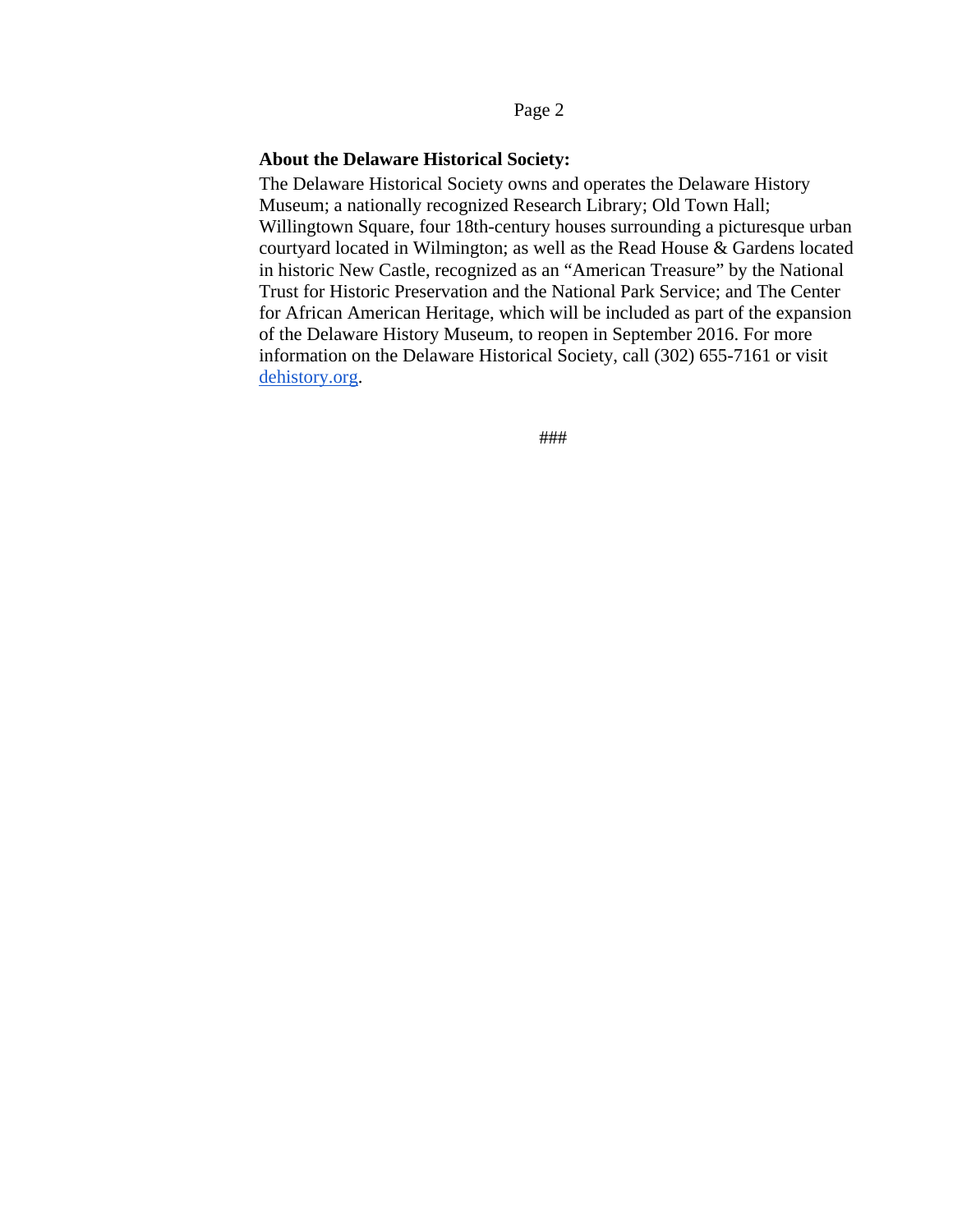**About the Delaware Historical Society:**

The Delaware Historical Society owns and operates the Delaware History Museum; a nationally recognized Research Library; Old Town Hall; Willingtown Square, four 18th-century houses surrounding a picturesque urban courtyard located in Wilmington; as well as the Read House & Gardens located in historic New Castle, recognized as an "American Treasure" by the National Trust for Historic Preservation and the National Park Service; and The Center for African American Heritage, which will be included as part of the expansion of the Delaware History Museum, to reopen in September 2016. For more information on the Delaware Historical Society, call (302) 655-7161 or visit dehistory.org.

###